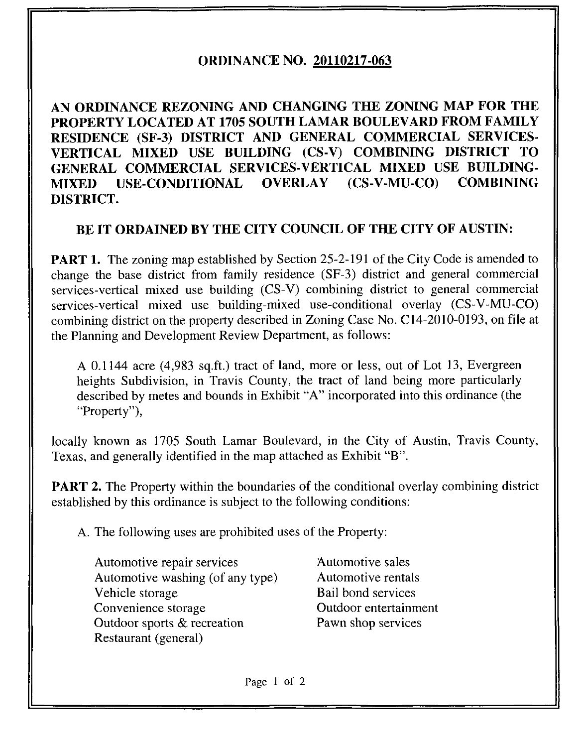# ORDINANCE NO. 20110217-063

## AN ORDINANCE REZONING AND CHANGING THE ZONING MAP FOR THE PROPERTY LOCATED AT 1705 SOUTH LAMAR BOULEVARD FROM FAMILY RESIDENCE (SF-3) DISTRICT AND GENERAL COMMERCIAL SERVICES-VERTICAL MIXED USE BUILDING (CS-V) COMBINING DISTRICT TO GENERAL COMMERCIAL SERVICES-VERTICAL MIXED USE BUILDING-MIXED USE-CONDITIONAL OVERLAY (CS-V-MU-CO) COMBINING DISTRICT.

**BE IT ORDAINED BY THE CITY COUNCIL OF THE CITY OF AUSTIN:**

**PART 1.** The zoning map established by Section 25-2-191 of the City Code is amended to change the base district from family residence (SF-3) district and general commercial services-vertical mixed use building (CS-V) combining district to general commercial services-vertical mixed use building-mixed use-conditional overlay (CS-V-MU-CO) combining district on the property described in Zoning Case No. C14-2010-0193, on file at the Planning and Development Review Department, as follows:

> A 0.1144 acre (4,983 sq.ft.) tract of land, more or less, out of Lot 13, Evergreen heights Subdivision, in Travis County, the tract of land being more particularly described by metes and bounds in Exhibit "A" incorporated into this ordinance (the "Property"),

locally known as 1705 South Lamar Boulevard, in the City of Austin, Travis County, Texas, and generally identified in the map attached as Exhibit "B".

**PART 2.** The Property within the boundaries of the conditional overlay combining district established by this ordinance is subject to the following conditions:

A. The following uses are prohibited uses of the Property:

- Automotive repair services
- Automotive washing (of any type)
- Vehicle storage
- Convenience storage
- Outdoor sports & recreation
- Restaurant (general)
- Automotive sales
- Automotive rentals
- Bail bond services
- Outdoor entertainment
- Pawn shop services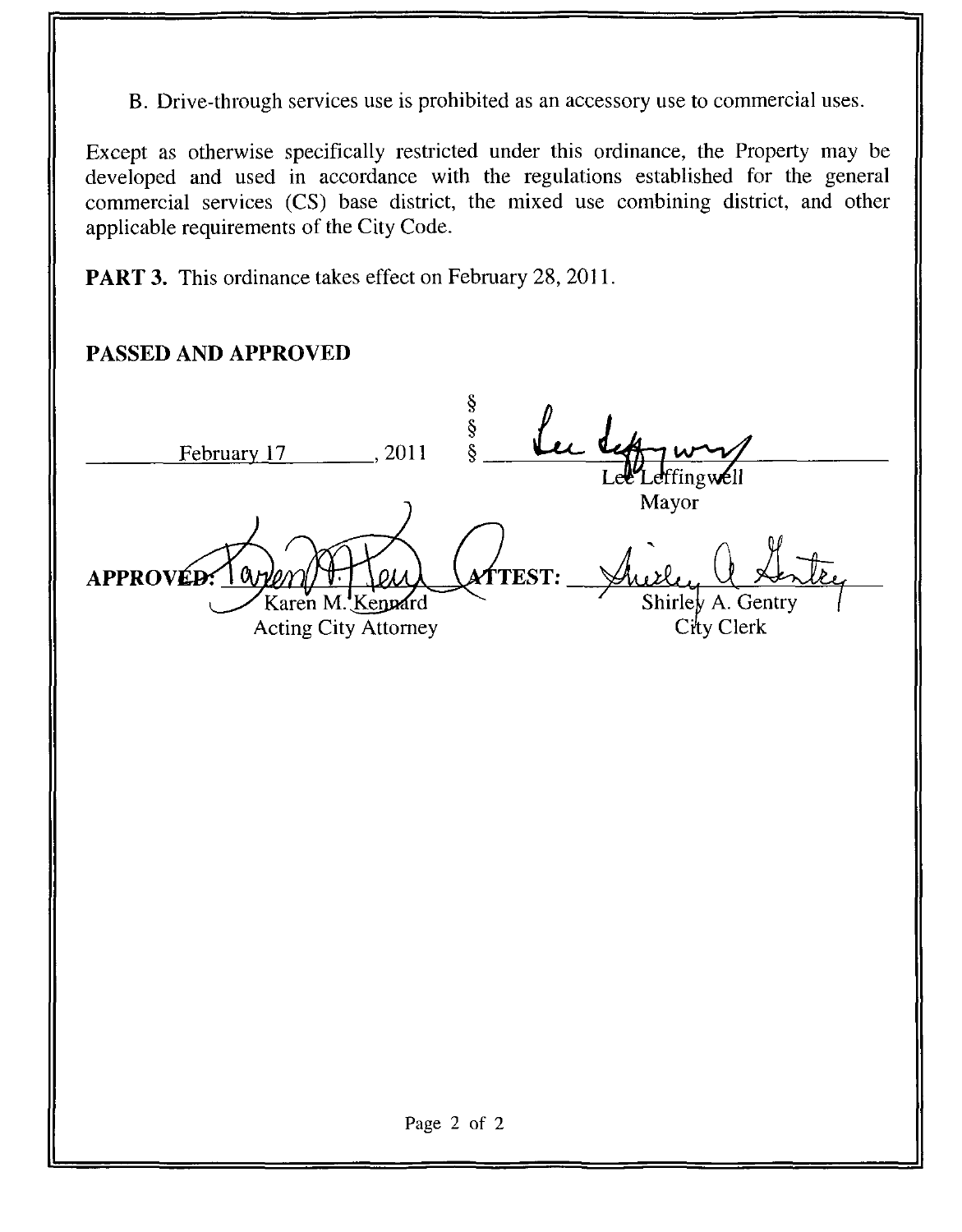B. Drive-through services use is prohibited as an accessory use to commercial uses.

Except as otherwise specifically restricted under this ordinance, the Property may be developed and used in accordance with the regulations established for the general commercial services (CS) base district, the mixed use combining district, and other applicable requirements of the City Code.

**PART 3.** This ordinance takes effect on February 28, 2011.

**PASSED AND APPROVED**

February 17, 2011 § § §

Lee Leffingwell
Mayor

**APPROVED:** Karen M. Kennard
Acting City Attorney

**ATTEST:** Shirley A. Gentry
City Clerk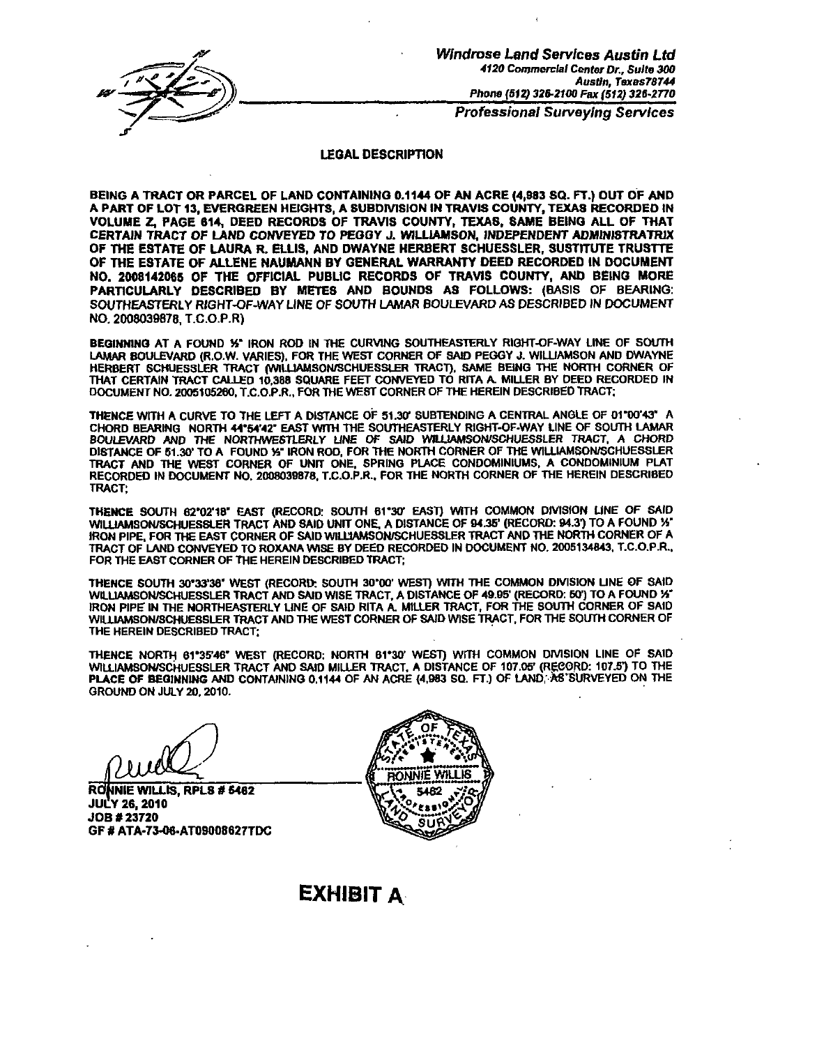**Windrose Land Services Austin Ltd**
*4120 Commercial Center Dr., Suite 300*
*Austin, Texas78744*
*Phone (512) 326-2100 Fax (512) 326-2770*

*Professional Surveying Services*

## LEGAL DESCRIPTION

**BEING A TRACT OR PARCEL OF LAND CONTAINING 0.1144 OF AN ACRE (4,983 SQ. FT.) OUT OF AND A PART OF LOT 13, EVERGREEN HEIGHTS, A SUBDIVISION IN TRAVIS COUNTY, TEXAS RECORDED IN VOLUME Z, PAGE 614, DEED RECORDS OF TRAVIS COUNTY, TEXAS, SAME BEING ALL OF THAT *CERTAIN TRACT OF LAND CONVEYED TO PEGGY J. WILLIAMSON, INDEPENDENT ADMINISTRATRIX* OF THE ESTATE OF LAURA R. ELLIS, AND DWAYNE HERBERT SCHUESSLER, SUSTITUTE TRUSTTE OF THE ESTATE OF ALLENE NAUMANN BY GENERAL WARRANTY DEED RECORDED IN DOCUMENT NO. 2008142065 OF THE OFFICIAL PUBLIC RECORDS OF TRAVIS COUNTY, AND BEING MORE PARTICULARLY DESCRIBED BY METES AND BOUNDS AS FOLLOWS: (BASIS OF BEARING:** *SOUTHEASTERLY RIGHT-OF-WAY LINE OF SOUTH LAMAR BOULEVARD AS DESCRIBED IN DOCUMENT* NO. 2008039878, T.C.O.P.R)

**BEGINNING** AT A FOUND ½" IRON ROD IN THE CURVING SOUTHEASTERLY RIGHT-OF-WAY LINE OF SOUTH LAMAR BOULEVARD (R.O.W. VARIES), FOR THE WEST CORNER OF SAID PEGGY J. WILLIAMSON AND DWAYNE HERBERT SCHUESSLER TRACT (WILLIAMSON/SCHUESSLER TRACT), SAME BEING THE NORTH CORNER OF THAT CERTAIN TRACT CALLED 10,388 SQUARE FEET CONVEYED TO RITA A. MILLER BY DEED RECORDED IN DOCUMENT NO. 2005105260, T.C.O.P.R., FOR THE WEST CORNER OF THE HEREIN DESCRIBED TRACT;

**THENCE** WITH A CURVE TO THE LEFT A DISTANCE OF 51.30' SUBTENDING A CENTRAL ANGLE OF 01°00'43" A CHORD BEARING NORTH 44°54'42" EAST WITH THE SOUTHEASTERLY RIGHT-OF-WAY LINE OF SOUTH LAMAR *BOULEVARD AND THE NORTHWESTLERLY LINE OF SAID WILLIAMSON/SCHUESSLER TRACT*, A CHORD DISTANCE OF 51.30' TO A FOUND ½" IRON ROD, FOR THE NORTH CORNER OF THE WILLIAMSON/SCHUESSLER TRACT AND THE WEST CORNER OF UNIT ONE, SPRING PLACE CONDOMINIUMS, A CONDOMINIUM PLAT RECORDED IN DOCUMENT NO. 2008039878, T.C.O.P.R., FOR THE NORTH CORNER OF THE HEREIN DESCRIBED TRACT;

**THENCE** SOUTH 62°02'18" EAST (RECORD: SOUTH 61°30' EAST) WITH COMMON DIVISION LINE OF SAID WILLIAMSON/SCHUESSLER TRACT AND SAID UNIT ONE, A DISTANCE OF 94.35' (RECORD: 94.3') TO A FOUND ½" IRON PIPE, FOR THE EAST CORNER OF SAID WILLIAMSON/SCHUESSLER TRACT AND THE NORTH CORNER OF A TRACT OF LAND CONVEYED TO ROXANA WISE BY DEED RECORDED IN DOCUMENT NO. 2005134843, T.C.O.P.R., FOR THE EAST CORNER OF THE HEREIN DESCRIBED TRACT;

**THENCE** SOUTH 30°33'36" WEST (RECORD: SOUTH 30°00' WEST) WITH THE COMMON DIVISION LINE OF SAID WILLIAMSON/SCHUESSLER TRACT AND SAID WISE TRACT, A DISTANCE OF 49.95' (RECORD: 50') TO A FOUND ½" IRON PIPE IN THE NORTHEASTERLY LINE OF SAID RITA A. MILLER TRACT, FOR THE SOUTH CORNER OF SAID WILLIAMSON/SCHUESSLER TRACT AND THE WEST CORNER OF SAID WISE TRACT, FOR THE SOUTH CORNER OF THE HEREIN DESCRIBED TRACT;

**THENCE** NORTH 61°35'46" WEST (RECORD: NORTH 61°30' WEST) WITH COMMON DIVISION LINE OF SAID WILLIAMSON/SCHUESSLER TRACT AND SAID MILLER TRACT, A DISTANCE OF 107.05' (RECORD: 107.5') TO THE **PLACE OF BEGINNING** AND CONTAINING 0.1144 OF AN ACRE (4,983 SQ. FT.) OF LAND, AS SURVEYED ON THE GROUND ON JULY 20, 2010.

RONNIE WILLIS, RPLS # 5462
JULY 26, 2010
JOB # 23720
GF # ATA-73-06-AT09008627TDC

STATE OF TEXAS — REGISTERED PROFESSIONAL LAND SURVEYOR — RONNIE WILLIS — 5462

# EXHIBIT A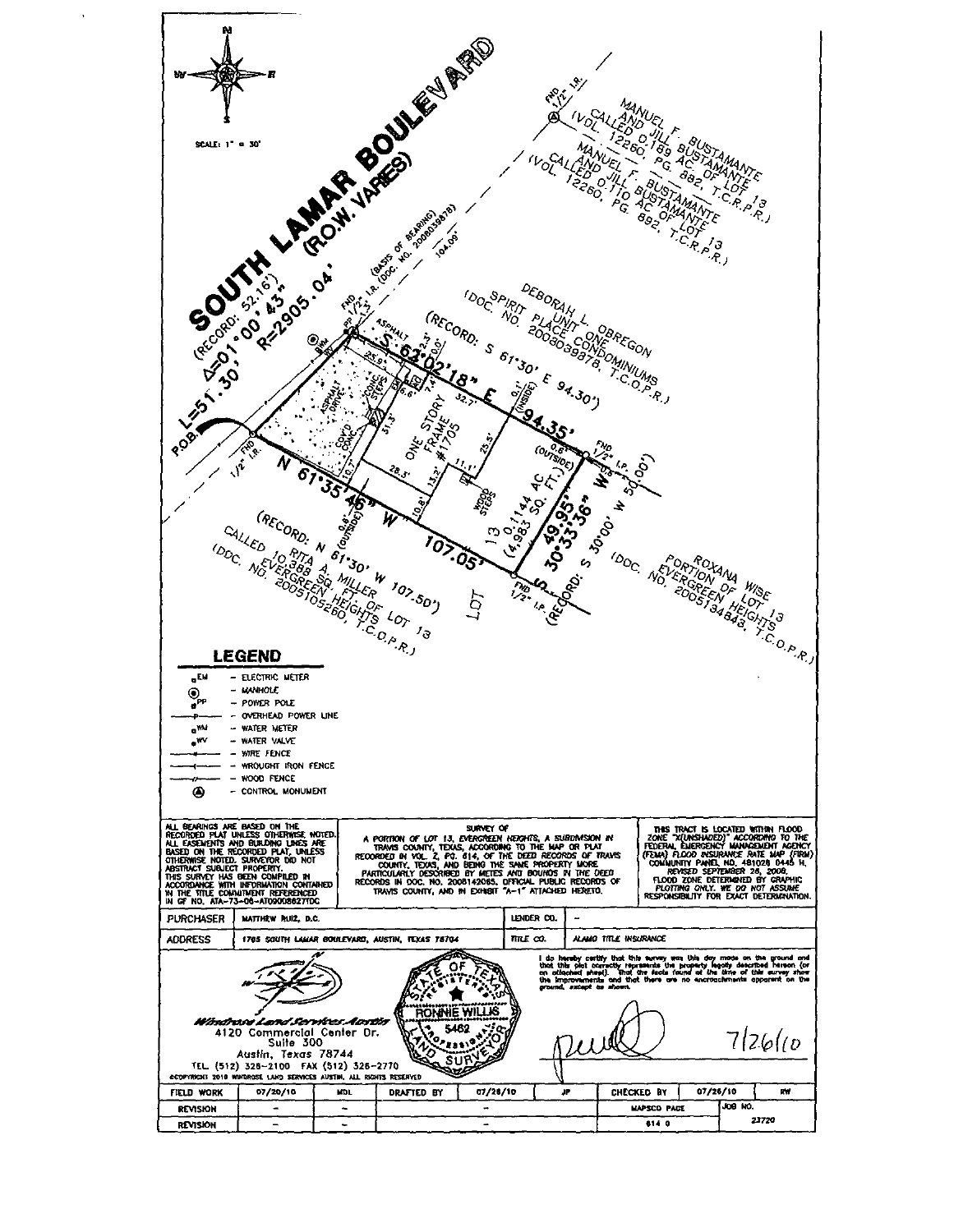N

W — E

S

SCALE: 1" = 30'

SOUTH LAMAR BOULEVARD (R.O.W. VARIES)

(RECORD: 52.16')
Δ=01°00'43"
R=2905.04'
L=51.30'

P.O.B.

FND 1/2" I.R.

FND 1/2" I.R. (BASIS OF BEARING) (DOC. NO. 2008039878) 104.09'

FND 1/2" I.R.

MANUEL F. BUSTAMANTE AND JILL BUSTAMANTE CALLED 0.189 AC. OF LOT 13 (VOL. 12260, PG. 882, T.C.R.P.R.)

MANUEL F. BUSTAMANTE AND JILL BUSTAMANTE CALLED 0.110 AC OF LOT 13 (VOL. 12260, PG. 882, T.C.R.P.R.)

DEBORAH L. OBREGON SPIRIT PLACE CONDOMINIUMS UNIT ONE (DOC. NO. 2008039878, T.C.O.P.R.)

S 62°02'18" E 94.35'

(RECORD: S 61°30' E 94.30')

FND 1/2" I.P. W/S 0.60'

S 30°00' W 50.00'

N 30°33'36" W 49.95'

(RECORD: S 30°00' W 50.00')

N 61°35'46" W 107.05'

(RECORD: N 61°30' W 107.50')

FND 1/2" I.P.

ONE STORY FRAME #1705

LOT 13 0.1144 AC (4,983 SQ. FT.)

ASPHALT

ASPHALT DRIVE

COV'D CONC.

CONC. STEPS

WOOD STEPS

0.61' (OUTSIDE)

0.1' (INSIDE)

0.8' (OUTSIDE)

25.9' 32.7' 25.5' 31.5' 28.5' 13.2' 11.1' 10.8' 10.7' 7.4' 6.6' 2.3' 5.0'

RITA A. MILLER CALLED 10,388 SQ. FT. OF LOT 13 EVERGREEN HEIGHTS (DOC. NO. 2005105260, T.C.O.P.R.)

ROXANA WISE PORTION OF LOT 13 EVERGREEN HEIGHTS (DOC. NO. 2005134843, T.C.O.P.R.)

## LEGEND

- EM - ELECTRIC METER
- MANHOLE
- PP - POWER POLE
- P - OVERHEAD POWER LINE
- WM - WATER METER
- WV - WATER VALVE
- WIRE FENCE
- WROUGHT IRON FENCE
- WOOD FENCE
- CONTROL MONUMENT

ALL BEARINGS ARE BASED ON THE RECORDED PLAT UNLESS OTHERWISE NOTED. ALL EASEMENTS AND BUILDING LINES ARE BASED ON THE RECORDED PLAT, UNLESS OTHERWISE NOTED. SURVEYOR DID NOT ABSTRACT SUBJECT PROPERTY. THIS SURVEY HAS BEEN COMPILED IN ACCORDANCE WITH INFORMATION CONTAINED IN THE TITLE COMMITMENT REFERENCED IN GF NO. ATA-73-06-AT09008627DC

SURVEY OF
A PORTION OF LOT 13, EVERGREEN HEIGHTS, A SUBDIVISION IN TRAVIS COUNTY, TEXAS, ACCORDING TO THE MAP OR PLAT RECORDED IN VOL. 2, PG. 614, OF THE DEED RECORDS OF TRAVIS COUNTY, TEXAS, AND BEING THE SAME PROPERTY MORE PARTICULARLY DESCRIBED BY METES AND BOUNDS IN THE DEED RECORDS IN DOC. NO. 2008142065, OFFICIAL PUBLIC RECORDS OF TRAVIS COUNTY, AND IN EXHIBIT "A-1" ATTACHED HERETO.

THIS TRACT IS LOCATED WITHIN FLOOD ZONE "X(UNSHADED)" ACCORDING TO THE FEDERAL EMERGENCY MANAGEMENT AGENCY (FEMA) FLOOD INSURANCE RATE MAP (FIRM) COMMUNITY PANEL NO. 481026 0445 H, REVISED SEPTEMBER 26, 2008. FLOOD ZONE DETERMINED BY GRAPHIC PLOTTING ONLY. WE DO NOT ASSUME RESPONSIBILITY FOR EXACT DETERMINATION.

| PURCHASER | MATTHEW RUIZ, D.C. | LENDER CO. | – |
|---|---|---|---|
| ADDRESS | 1705 SOUTH LAMAR BOULEVARD, AUSTIN, TEXAS 78704 | TITLE CO. | ALAMO TITLE INSURANCE |

*Windrose Land Services Austin*
4120 Commercial Center Dr.
Suite 300
Austin, Texas 78744
TEL. (512) 326-2100 FAX (512) 326-2770
©COPYRIGHT 2010 WINDROSE LAND SERVICES AUSTIN. ALL RIGHTS RESERVED

STATE OF TEXAS — REGISTERED — RONNIE WILLIS — 5462 — PROFESSIONAL LAND SURVEYOR

I do hereby certify that this survey was this day made on the ground and that this plat correctly represents the property legally described hereon (or on attached sheet). That the facts found at the time of this survey show the improvements and that there are no encroachments apparent on the ground, except as shown.

7/26/10

| FIELD WORK | 07/20/10 | MDL | DRAFTED BY | 07/26/10 | JP | CHECKED BY | 07/26/10 | RW |
|---|---|---|---|---|---|---|---|---|
| REVISION | – | – | | – | | MAPSCO PAGE | JOB NO. | |
| REVISION | – | – | | – | | 614 Q | 23720 | |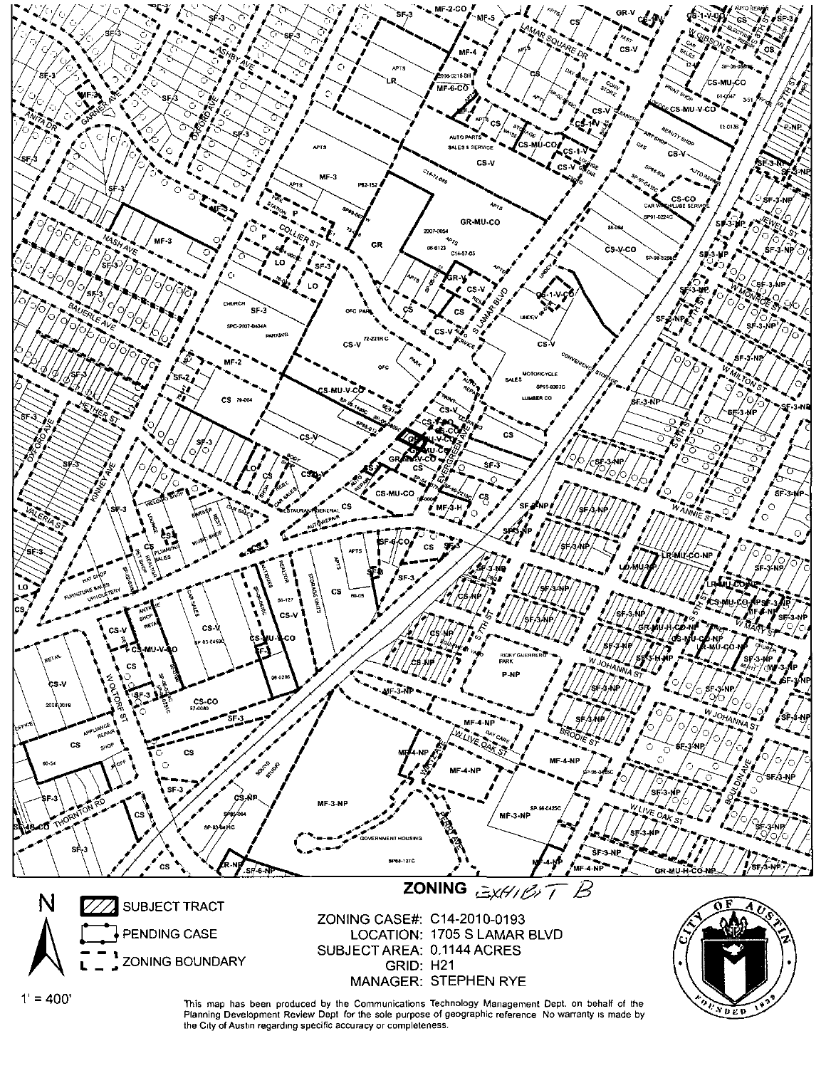# ZONING EXHIBIT B

N

SUBJECT TRACT

PENDING CASE

ZONING BOUNDARY

1' = 400'

ZONING CASE#: C14-2010-0193
LOCATION: 1705 S LAMAR BLVD
SUBJECT AREA: 0.1144 ACRES
GRID: H21
MANAGER: STEPHEN RYE

This map has been produced by the Communications Technology Management Dept. on behalf of the Planning Development Review Dept for the sole purpose of geographic reference No warranty is made by the City of Austin regarding specific accuracy or completeness.

CITY OF AUSTIN
FOUNDED 1839